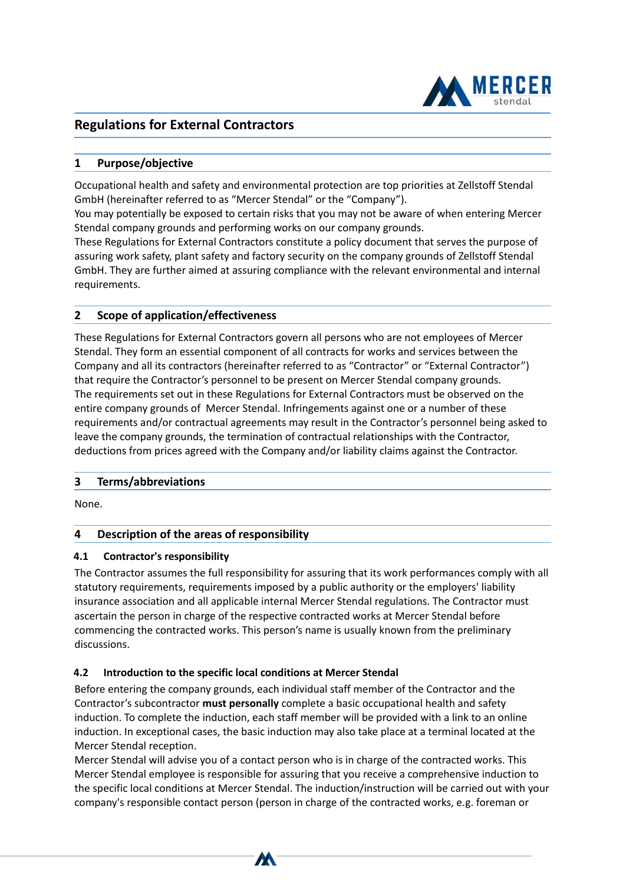# Regulations for External Contractors

## 1 Purpose/objective

Occupational health and safety and environmental protection are top priorities at Zellstoff Stendal GmbH (hereinafter referred to as “Mercer Stendal” or the “Company”).
You may potentially be exposed to certain risks that you may not be aware of when entering Mercer Stendal company grounds and performing works on our company grounds.
These Regulations for External Contractors constitute a policy document that serves the purpose of assuring work safety, plant safety and factory security on the company grounds of Zellstoff Stendal GmbH. They are further aimed at assuring compliance with the relevant environmental and internal requirements.

## 2 Scope of application/effectiveness

These Regulations for External Contractors govern all persons who are not employees of Mercer Stendal. They form an essential component of all contracts for works and services between the Company and all its contractors (hereinafter referred to as “Contractor” or “External Contractor”) that require the Contractor’s personnel to be present on Mercer Stendal company grounds.
The requirements set out in these Regulations for External Contractors must be observed on the entire company grounds of Mercer Stendal. Infringements against one or a number of these requirements and/or contractual agreements may result in the Contractor’s personnel being asked to leave the company grounds, the termination of contractual relationships with the Contractor, deductions from prices agreed with the Company and/or liability claims against the Contractor.

## 3 Terms/abbreviations

None.

## 4 Description of the areas of responsibility

### 4.1 Contractor's responsibility

The Contractor assumes the full responsibility for assuring that its work performances comply with all statutory requirements, requirements imposed by a public authority or the employers' liability insurance association and all applicable internal Mercer Stendal regulations. The Contractor must ascertain the person in charge of the respective contracted works at Mercer Stendal before commencing the contracted works. This person’s name is usually known from the preliminary discussions.

### 4.2 Introduction to the specific local conditions at Mercer Stendal

Before entering the company grounds, each individual staff member of the Contractor and the Contractor’s subcontractor **must personally** complete a basic occupational health and safety induction. To complete the induction, each staff member will be provided with a link to an online induction. In exceptional cases, the basic induction may also take place at a terminal located at the Mercer Stendal reception.
Mercer Stendal will advise you of a contact person who is in charge of the contracted works. This Mercer Stendal employee is responsible for assuring that you receive a comprehensive induction to the specific local conditions at Mercer Stendal. The induction/instruction will be carried out with your company's responsible contact person (person in charge of the contracted works, e.g. foreman or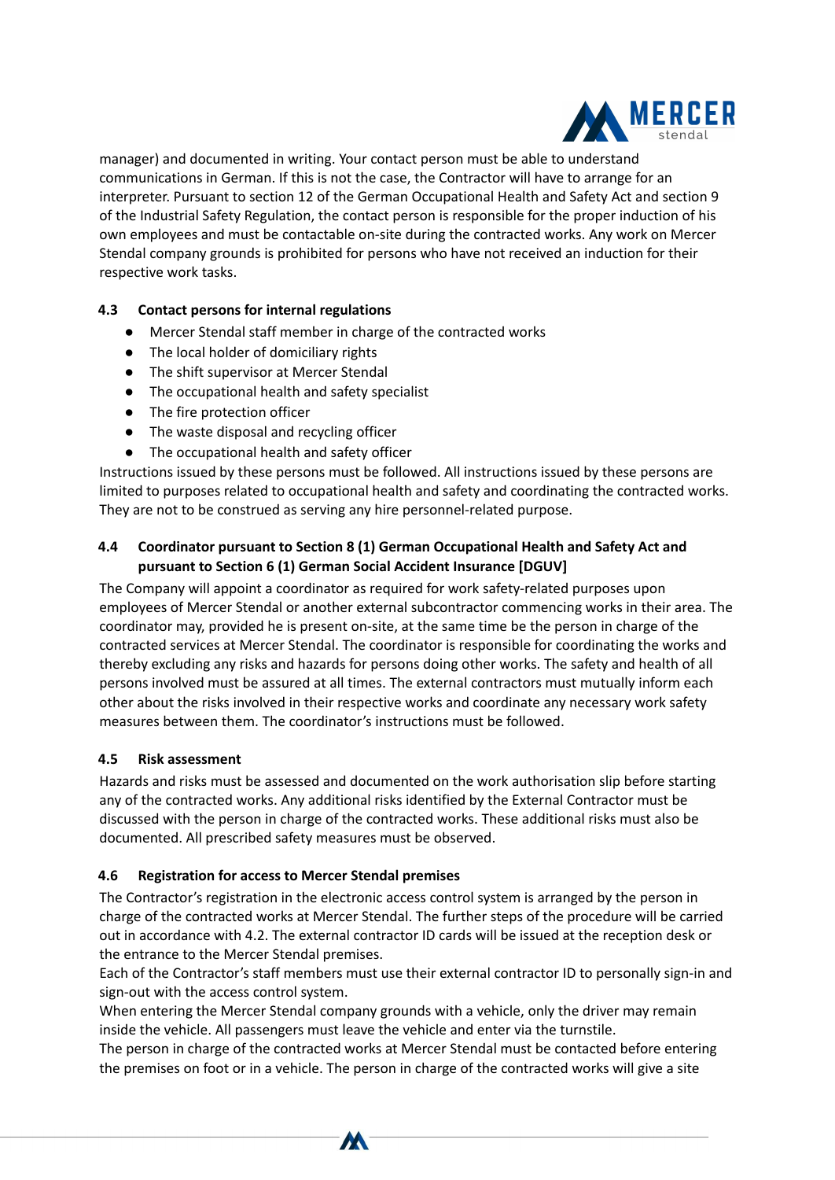manager) and documented in writing. Your contact person must be able to understand communications in German. If this is not the case, the Contractor will have to arrange for an interpreter. Pursuant to section 12 of the German Occupational Health and Safety Act and section 9 of the Industrial Safety Regulation, the contact person is responsible for the proper induction of his own employees and must be contactable on-site during the contracted works. Any work on Mercer Stendal company grounds is prohibited for persons who have not received an induction for their respective work tasks.

### 4.3 Contact persons for internal regulations

- Mercer Stendal staff member in charge of the contracted works
- The local holder of domiciliary rights
- The shift supervisor at Mercer Stendal
- The occupational health and safety specialist
- The fire protection officer
- The waste disposal and recycling officer
- The occupational health and safety officer

Instructions issued by these persons must be followed. All instructions issued by these persons are limited to purposes related to occupational health and safety and coordinating the contracted works. They are not to be construed as serving any hire personnel-related purpose.

### 4.4 Coordinator pursuant to Section 8 (1) German Occupational Health and Safety Act and pursuant to Section 6 (1) German Social Accident Insurance [DGUV]

The Company will appoint a coordinator as required for work safety-related purposes upon employees of Mercer Stendal or another external subcontractor commencing works in their area. The coordinator may, provided he is present on-site, at the same time be the person in charge of the contracted services at Mercer Stendal. The coordinator is responsible for coordinating the works and thereby excluding any risks and hazards for persons doing other works. The safety and health of all persons involved must be assured at all times. The external contractors must mutually inform each other about the risks involved in their respective works and coordinate any necessary work safety measures between them. The coordinator's instructions must be followed.

### 4.5 Risk assessment

Hazards and risks must be assessed and documented on the work authorisation slip before starting any of the contracted works. Any additional risks identified by the External Contractor must be discussed with the person in charge of the contracted works. These additional risks must also be documented. All prescribed safety measures must be observed.

### 4.6 Registration for access to Mercer Stendal premises

The Contractor's registration in the electronic access control system is arranged by the person in charge of the contracted works at Mercer Stendal. The further steps of the procedure will be carried out in accordance with 4.2. The external contractor ID cards will be issued at the reception desk or the entrance to the Mercer Stendal premises.

Each of the Contractor's staff members must use their external contractor ID to personally sign-in and sign-out with the access control system.

When entering the Mercer Stendal company grounds with a vehicle, only the driver may remain inside the vehicle. All passengers must leave the vehicle and enter via the turnstile.

The person in charge of the contracted works at Mercer Stendal must be contacted before entering the premises on foot or in a vehicle. The person in charge of the contracted works will give a site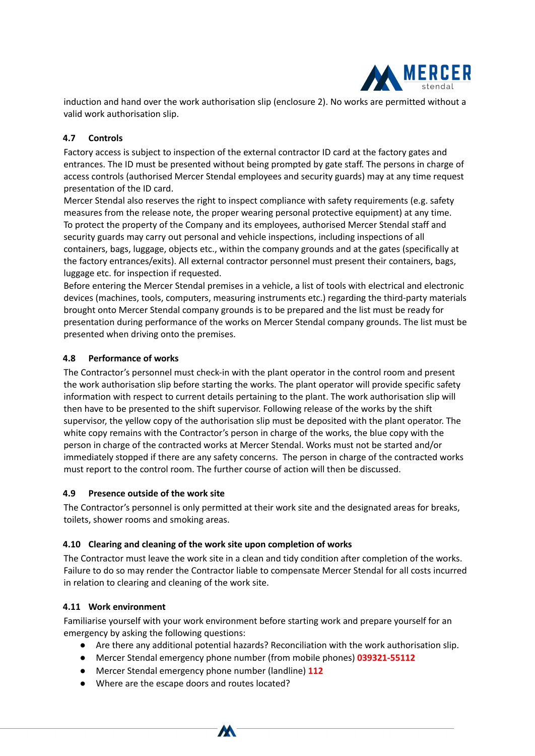induction and hand over the work authorisation slip (enclosure 2). No works are permitted without a valid work authorisation slip.

### 4.7 Controls

Factory access is subject to inspection of the external contractor ID card at the factory gates and entrances. The ID must be presented without being prompted by gate staff. The persons in charge of access controls (authorised Mercer Stendal employees and security guards) may at any time request presentation of the ID card.

Mercer Stendal also reserves the right to inspect compliance with safety requirements (e.g. safety measures from the release note, the proper wearing personal protective equipment) at any time.

To protect the property of the Company and its employees, authorised Mercer Stendal staff and security guards may carry out personal and vehicle inspections, including inspections of all containers, bags, luggage, objects etc., within the company grounds and at the gates (specifically at the factory entrances/exits). All external contractor personnel must present their containers, bags, luggage etc. for inspection if requested.

Before entering the Mercer Stendal premises in a vehicle, a list of tools with electrical and electronic devices (machines, tools, computers, measuring instruments etc.) regarding the third-party materials brought onto Mercer Stendal company grounds is to be prepared and the list must be ready for presentation during performance of the works on Mercer Stendal company grounds. The list must be presented when driving onto the premises.

### 4.8 Performance of works

The Contractor's personnel must check-in with the plant operator in the control room and present the work authorisation slip before starting the works. The plant operator will provide specific safety information with respect to current details pertaining to the plant. The work authorisation slip will then have to be presented to the shift supervisor. Following release of the works by the shift supervisor, the yellow copy of the authorisation slip must be deposited with the plant operator. The white copy remains with the Contractor's person in charge of the works, the blue copy with the person in charge of the contracted works at Mercer Stendal. Works must not be started and/or immediately stopped if there are any safety concerns. The person in charge of the contracted works must report to the control room. The further course of action will then be discussed.

### 4.9 Presence outside of the work site

The Contractor's personnel is only permitted at their work site and the designated areas for breaks, toilets, shower rooms and smoking areas.

### 4.10 Clearing and cleaning of the work site upon completion of works

The Contractor must leave the work site in a clean and tidy condition after completion of the works. Failure to do so may render the Contractor liable to compensate Mercer Stendal for all costs incurred in relation to clearing and cleaning of the work site.

### 4.11 Work environment

Familiarise yourself with your work environment before starting work and prepare yourself for an emergency by asking the following questions:

- Are there any additional potential hazards? Reconciliation with the work authorisation slip.
- Mercer Stendal emergency phone number (from mobile phones) **039321-55112**
- Mercer Stendal emergency phone number (landline) **112**
- Where are the escape doors and routes located?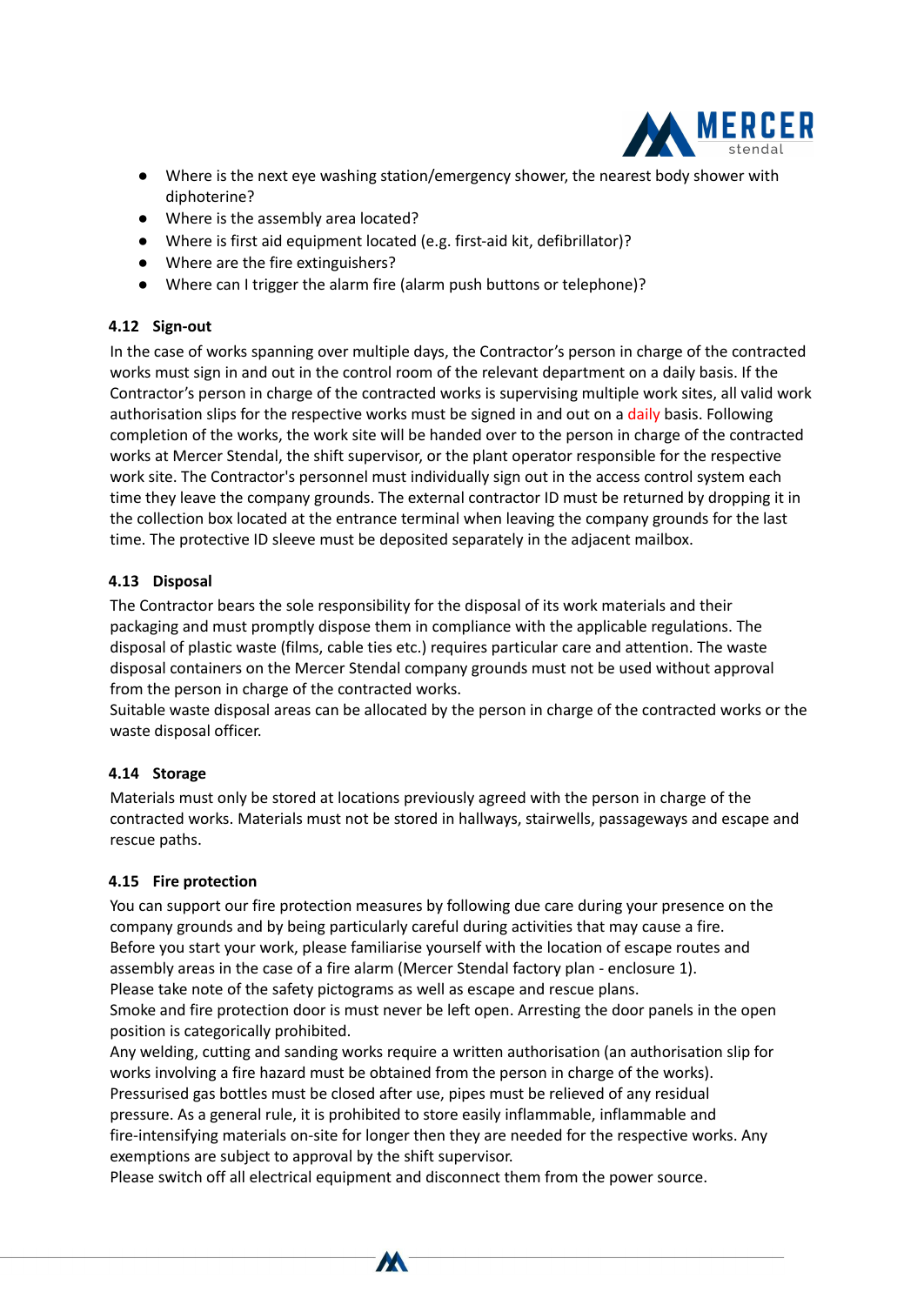- Where is the next eye washing station/emergency shower, the nearest body shower with diphoterine?
- Where is the assembly area located?
- Where is first aid equipment located (e.g. first-aid kit, defibrillator)?
- Where are the fire extinguishers?
- Where can I trigger the alarm fire (alarm push buttons or telephone)?

### 4.12 Sign-out

In the case of works spanning over multiple days, the Contractor's person in charge of the contracted works must sign in and out in the control room of the relevant department on a daily basis. If the Contractor's person in charge of the contracted works is supervising multiple work sites, all valid work authorisation slips for the respective works must be signed in and out on a daily basis. Following completion of the works, the work site will be handed over to the person in charge of the contracted works at Mercer Stendal, the shift supervisor, or the plant operator responsible for the respective work site. The Contractor's personnel must individually sign out in the access control system each time they leave the company grounds. The external contractor ID must be returned by dropping it in the collection box located at the entrance terminal when leaving the company grounds for the last time. The protective ID sleeve must be deposited separately in the adjacent mailbox.

### 4.13 Disposal

The Contractor bears the sole responsibility for the disposal of its work materials and their packaging and must promptly dispose them in compliance with the applicable regulations. The disposal of plastic waste (films, cable ties etc.) requires particular care and attention. The waste disposal containers on the Mercer Stendal company grounds must not be used without approval from the person in charge of the contracted works.
Suitable waste disposal areas can be allocated by the person in charge of the contracted works or the waste disposal officer.

### 4.14 Storage

Materials must only be stored at locations previously agreed with the person in charge of the contracted works. Materials must not be stored in hallways, stairwells, passageways and escape and rescue paths.

### 4.15 Fire protection

You can support our fire protection measures by following due care during your presence on the company grounds and by being particularly careful during activities that may cause a fire.
Before you start your work, please familiarise yourself with the location of escape routes and assembly areas in the case of a fire alarm (Mercer Stendal factory plan - enclosure 1).
Please take note of the safety pictograms as well as escape and rescue plans.
Smoke and fire protection door is must never be left open. Arresting the door panels in the open position is categorically prohibited.
Any welding, cutting and sanding works require a written authorisation (an authorisation slip for works involving a fire hazard must be obtained from the person in charge of the works).
Pressurised gas bottles must be closed after use, pipes must be relieved of any residual pressure. As a general rule, it is prohibited to store easily inflammable, inflammable and fire-intensifying materials on-site for longer then they are needed for the respective works. Any exemptions are subject to approval by the shift supervisor.
Please switch off all electrical equipment and disconnect them from the power source.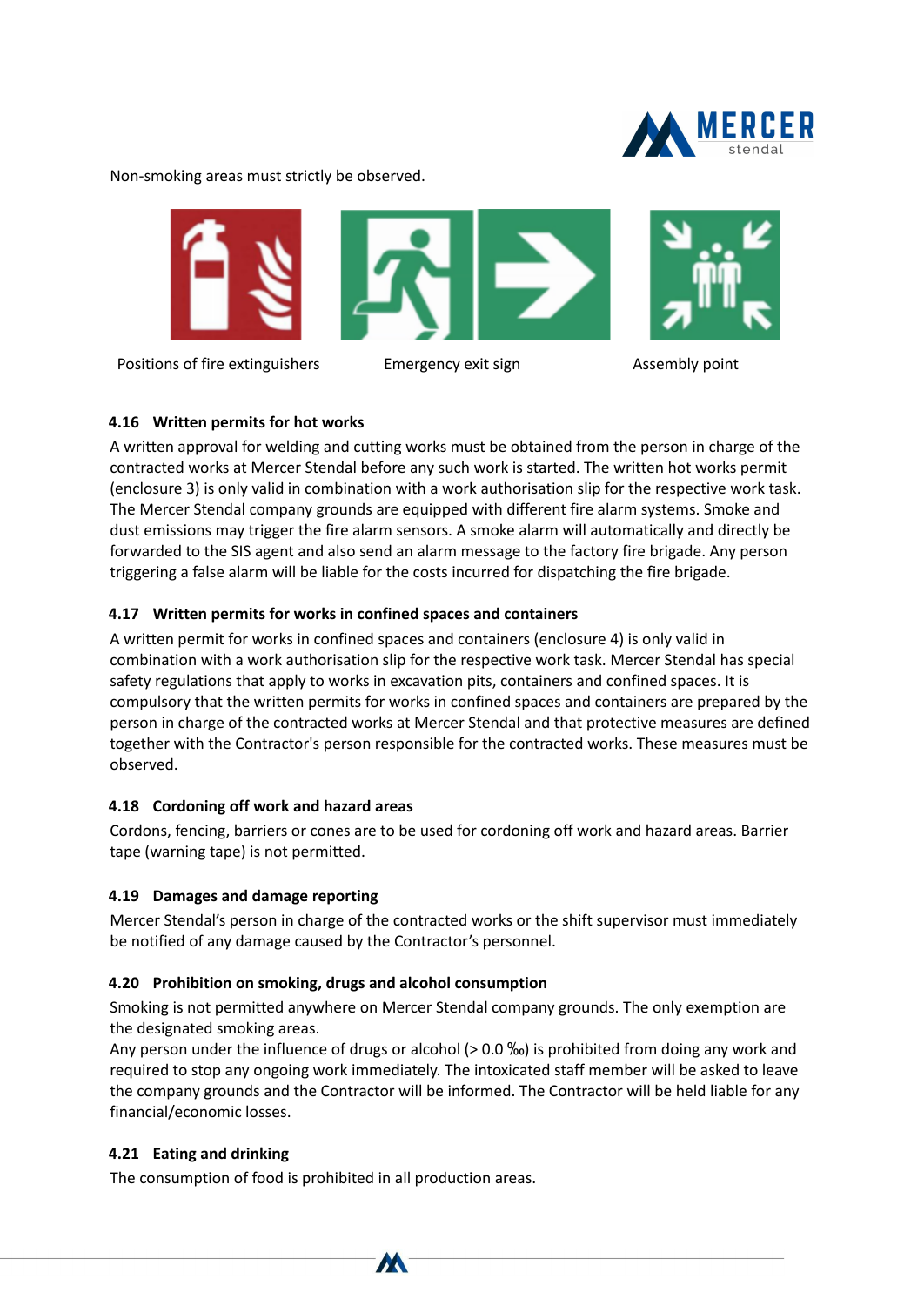Non-smoking areas must strictly be observed.

Positions of fire extinguishers

Emergency exit sign

Assembly point

### 4.16 Written permits for hot works

A written approval for welding and cutting works must be obtained from the person in charge of the contracted works at Mercer Stendal before any such work is started. The written hot works permit (enclosure 3) is only valid in combination with a work authorisation slip for the respective work task. The Mercer Stendal company grounds are equipped with different fire alarm systems. Smoke and dust emissions may trigger the fire alarm sensors. A smoke alarm will automatically and directly be forwarded to the SIS agent and also send an alarm message to the factory fire brigade. Any person triggering a false alarm will be liable for the costs incurred for dispatching the fire brigade.

### 4.17 Written permits for works in confined spaces and containers

A written permit for works in confined spaces and containers (enclosure 4) is only valid in combination with a work authorisation slip for the respective work task. Mercer Stendal has special safety regulations that apply to works in excavation pits, containers and confined spaces. It is compulsory that the written permits for works in confined spaces and containers are prepared by the person in charge of the contracted works at Mercer Stendal and that protective measures are defined together with the Contractor's person responsible for the contracted works. These measures must be observed.

### 4.18 Cordoning off work and hazard areas

Cordons, fencing, barriers or cones are to be used for cordoning off work and hazard areas. Barrier tape (warning tape) is not permitted.

### 4.19 Damages and damage reporting

Mercer Stendal's person in charge of the contracted works or the shift supervisor must immediately be notified of any damage caused by the Contractor's personnel.

### 4.20 Prohibition on smoking, drugs and alcohol consumption

Smoking is not permitted anywhere on Mercer Stendal company grounds. The only exemption are the designated smoking areas.

Any person under the influence of drugs or alcohol (> 0.0 ‰) is prohibited from doing any work and required to stop any ongoing work immediately. The intoxicated staff member will be asked to leave the company grounds and the Contractor will be informed. The Contractor will be held liable for any financial/economic losses.

### 4.21 Eating and drinking

The consumption of food is prohibited in all production areas.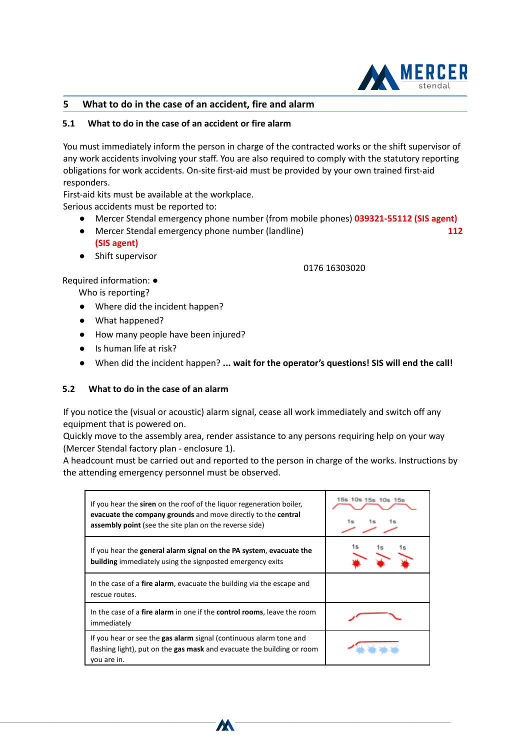## 5 What to do in the case of an accident, fire and alarm

### 5.1 What to do in the case of an accident or fire alarm

You must immediately inform the person in charge of the contracted works or the shift supervisor of any work accidents involving your staff. You are also required to comply with the statutory reporting obligations for work accidents. On-site first-aid must be provided by your own trained first-aid responders.
First-aid kits must be available at the workplace.
Serious accidents must be reported to:

- Mercer Stendal emergency phone number (from mobile phones) **039321-55112 (SIS agent)**
- Mercer Stendal emergency phone number (landline) **112 (SIS agent)**
- Shift supervisor 0176 16303020

Required information:

- Who is reporting?
- Where did the incident happen?
- What happened?
- How many people have been injured?
- Is human life at risk?
- When did the incident happen? **... wait for the operator's questions! SIS will end the call!**

### 5.2 What to do in the case of an alarm

If you notice the (visual or acoustic) alarm signal, cease all work immediately and switch off any equipment that is powered on.
Quickly move to the assembly area, render assistance to any persons requiring help on your way (Mercer Stendal factory plan - enclosure 1).
A headcount must be carried out and reported to the person in charge of the works. Instructions by the attending emergency personnel must be observed.

| | |
|---|---|
| If you hear the **siren** on the roof of the liquor regeneration boiler, **evacuate the company grounds** and move directly to the **central assembly point** (see the site plan on the reverse side) | 15s 10s 15s 10s 15s / 1s 1s 1s |
| If you hear the **general alarm signal on the PA system**, **evacuate the building** immediately using the signposted emergency exits | 1s 1s 1s |
| In the case of a **fire alarm**, evacuate the building via the escape and rescue routes. | |
| In the case of a **fire alarm** in one if the **control rooms**, leave the room immediately | |
| If you hear or see the **gas alarm** signal (continuous alarm tone and flashing light), put on the **gas mask** and evacuate the building or room you are in. | |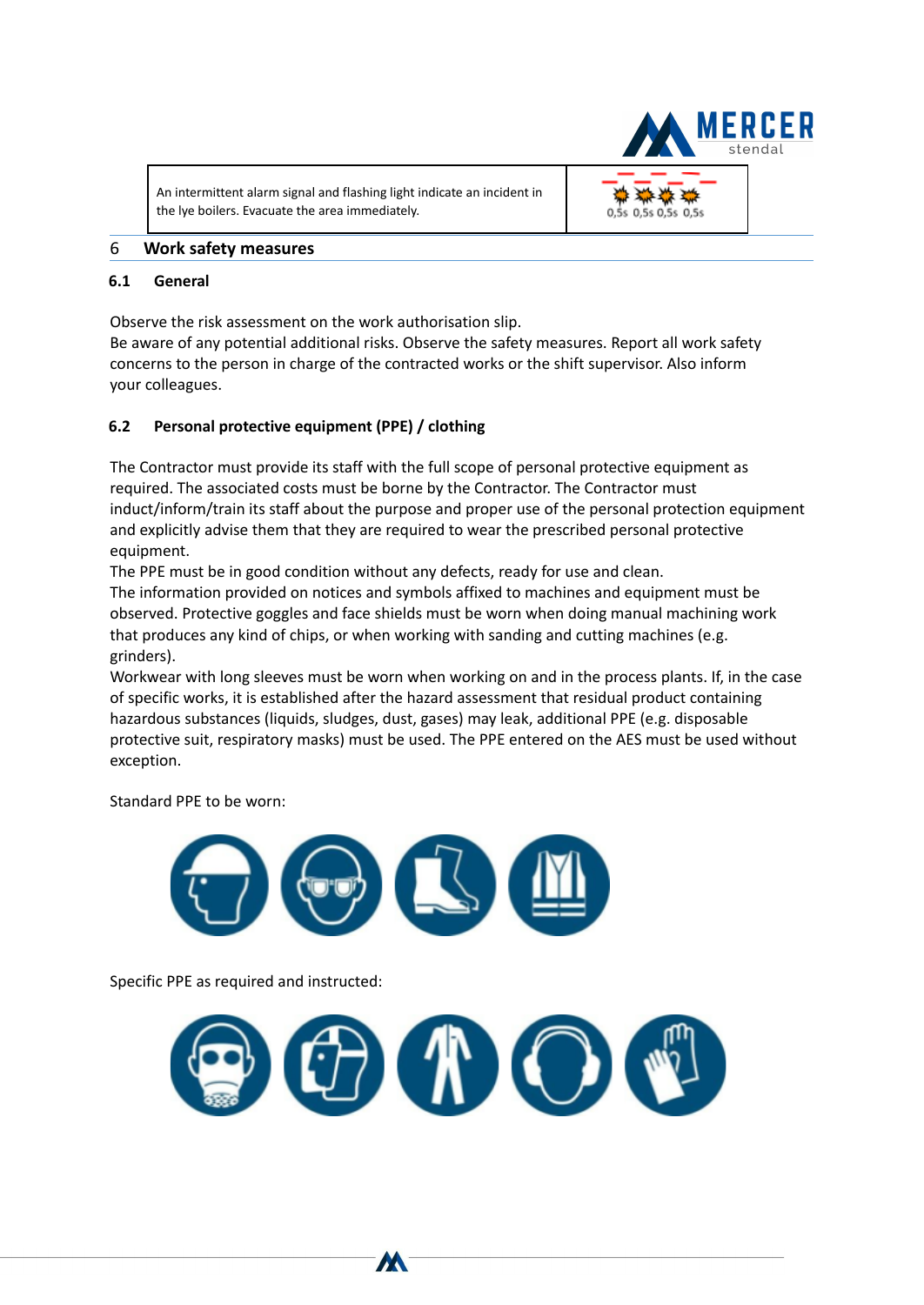| An intermittent alarm signal and flashing light indicate an incident in the lye boilers. Evacuate the area immediately. | 0,5s 0,5s 0,5s 0,5s |
|---|---|

## 6 Work safety measures

### 6.1 General

Observe the risk assessment on the work authorisation slip.
Be aware of any potential additional risks. Observe the safety measures. Report all work safety concerns to the person in charge of the contracted works or the shift supervisor. Also inform your colleagues.

### 6.2 Personal protective equipment (PPE) / clothing

The Contractor must provide its staff with the full scope of personal protective equipment as required. The associated costs must be borne by the Contractor. The Contractor must induct/inform/train its staff about the purpose and proper use of the personal protection equipment and explicitly advise them that they are required to wear the prescribed personal protective equipment.
The PPE must be in good condition without any defects, ready for use and clean.
The information provided on notices and symbols affixed to machines and equipment must be observed. Protective goggles and face shields must be worn when doing manual machining work that produces any kind of chips, or when working with sanding and cutting machines (e.g. grinders).
Workwear with long sleeves must be worn when working on and in the process plants. If, in the case of specific works, it is established after the hazard assessment that residual product containing hazardous substances (liquids, sludges, dust, gases) may leak, additional PPE (e.g. disposable protective suit, respiratory masks) must be used. The PPE entered on the AES must be used without exception.

Standard PPE to be worn:

Specific PPE as required and instructed: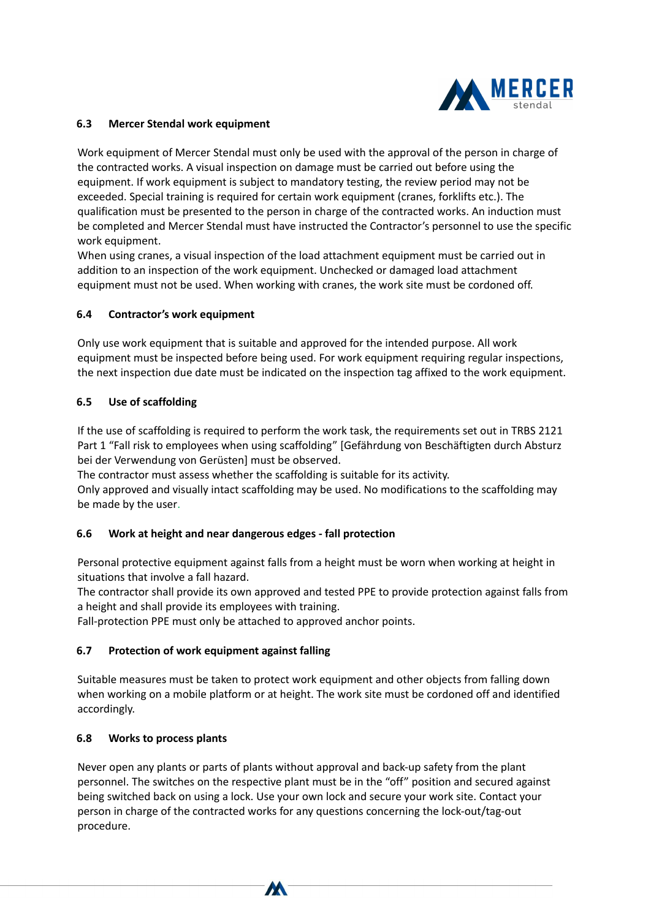### 6.3 Mercer Stendal work equipment

Work equipment of Mercer Stendal must only be used with the approval of the person in charge of the contracted works. A visual inspection on damage must be carried out before using the equipment. If work equipment is subject to mandatory testing, the review period may not be exceeded. Special training is required for certain work equipment (cranes, forklifts etc.). The qualification must be presented to the person in charge of the contracted works. An induction must be completed and Mercer Stendal must have instructed the Contractor's personnel to use the specific work equipment.
When using cranes, a visual inspection of the load attachment equipment must be carried out in addition to an inspection of the work equipment. Unchecked or damaged load attachment equipment must not be used. When working with cranes, the work site must be cordoned off.

### 6.4 Contractor's work equipment

Only use work equipment that is suitable and approved for the intended purpose. All work equipment must be inspected before being used. For work equipment requiring regular inspections, the next inspection due date must be indicated on the inspection tag affixed to the work equipment.

### 6.5 Use of scaffolding

If the use of scaffolding is required to perform the work task, the requirements set out in TRBS 2121 Part 1 "Fall risk to employees when using scaffolding" [Gefährdung von Beschäftigten durch Absturz bei der Verwendung von Gerüsten] must be observed.
The contractor must assess whether the scaffolding is suitable for its activity.
Only approved and visually intact scaffolding may be used. No modifications to the scaffolding may be made by the user.

### 6.6 Work at height and near dangerous edges - fall protection

Personal protective equipment against falls from a height must be worn when working at height in situations that involve a fall hazard.
The contractor shall provide its own approved and tested PPE to provide protection against falls from a height and shall provide its employees with training.
Fall-protection PPE must only be attached to approved anchor points.

### 6.7 Protection of work equipment against falling

Suitable measures must be taken to protect work equipment and other objects from falling down when working on a mobile platform or at height. The work site must be cordoned off and identified accordingly.

### 6.8 Works to process plants

Never open any plants or parts of plants without approval and back-up safety from the plant personnel. The switches on the respective plant must be in the "off" position and secured against being switched back on using a lock. Use your own lock and secure your work site. Contact your person in charge of the contracted works for any questions concerning the lock-out/tag-out procedure.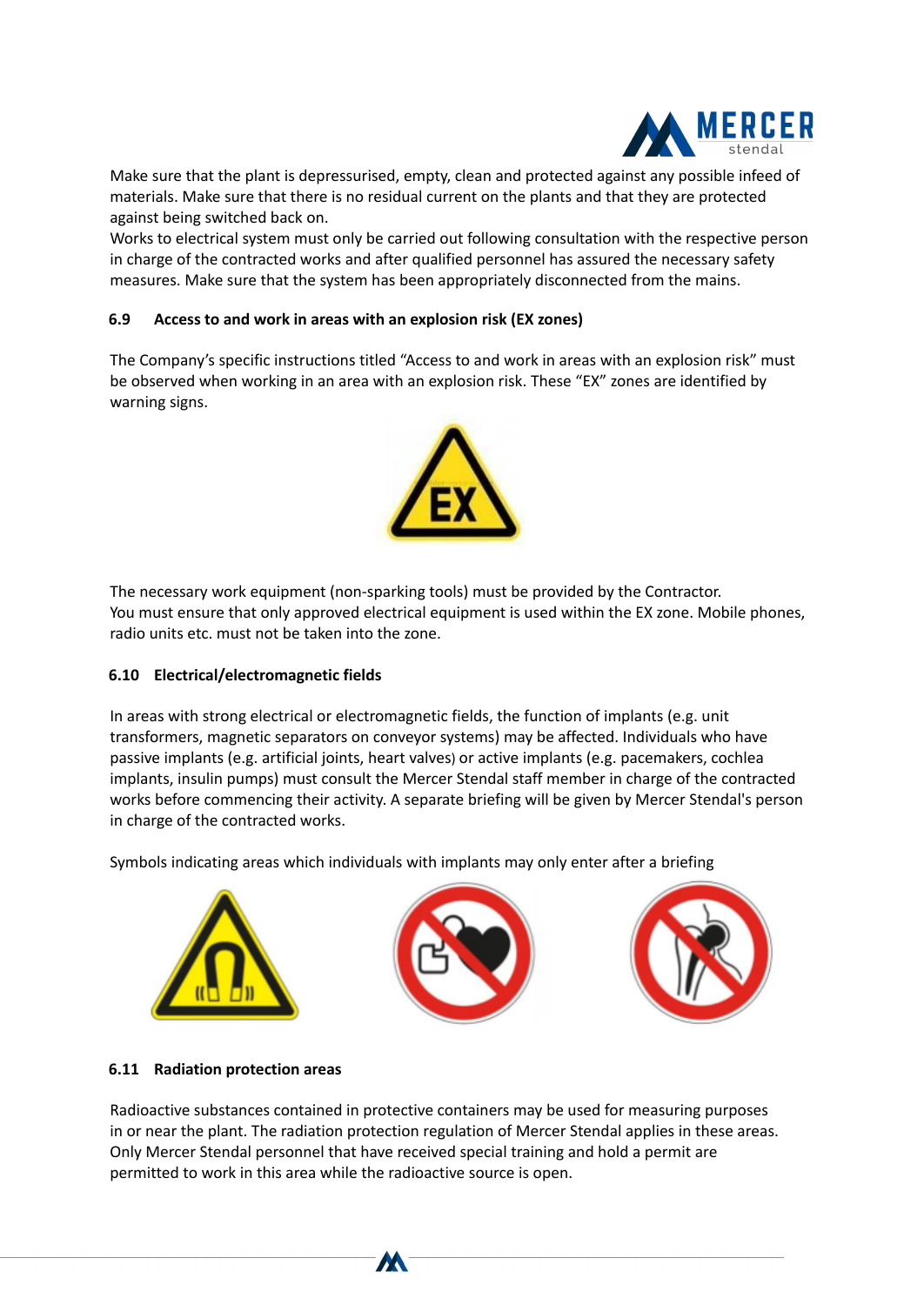Make sure that the plant is depressurised, empty, clean and protected against any possible infeed of materials. Make sure that there is no residual current on the plants and that they are protected against being switched back on.
Works to electrical system must only be carried out following consultation with the respective person in charge of the contracted works and after qualified personnel has assured the necessary safety measures. Make sure that the system has been appropriately disconnected from the mains.

### 6.9 Access to and work in areas with an explosion risk (EX zones)

The Company's specific instructions titled "Access to and work in areas with an explosion risk" must be observed when working in an area with an explosion risk. These "EX" zones are identified by warning signs.

The necessary work equipment (non-sparking tools) must be provided by the Contractor.
You must ensure that only approved electrical equipment is used within the EX zone. Mobile phones, radio units etc. must not be taken into the zone.

### 6.10 Electrical/electromagnetic fields

In areas with strong electrical or electromagnetic fields, the function of implants (e.g. unit transformers, magnetic separators on conveyor systems) may be affected. Individuals who have passive implants (e.g. artificial joints, heart valves) or active implants (e.g. pacemakers, cochlea implants, insulin pumps) must consult the Mercer Stendal staff member in charge of the contracted works before commencing their activity. A separate briefing will be given by Mercer Stendal's person in charge of the contracted works.

Symbols indicating areas which individuals with implants may only enter after a briefing

### 6.11 Radiation protection areas

Radioactive substances contained in protective containers may be used for measuring purposes in or near the plant. The radiation protection regulation of Mercer Stendal applies in these areas. Only Mercer Stendal personnel that have received special training and hold a permit are permitted to work in this area while the radioactive source is open.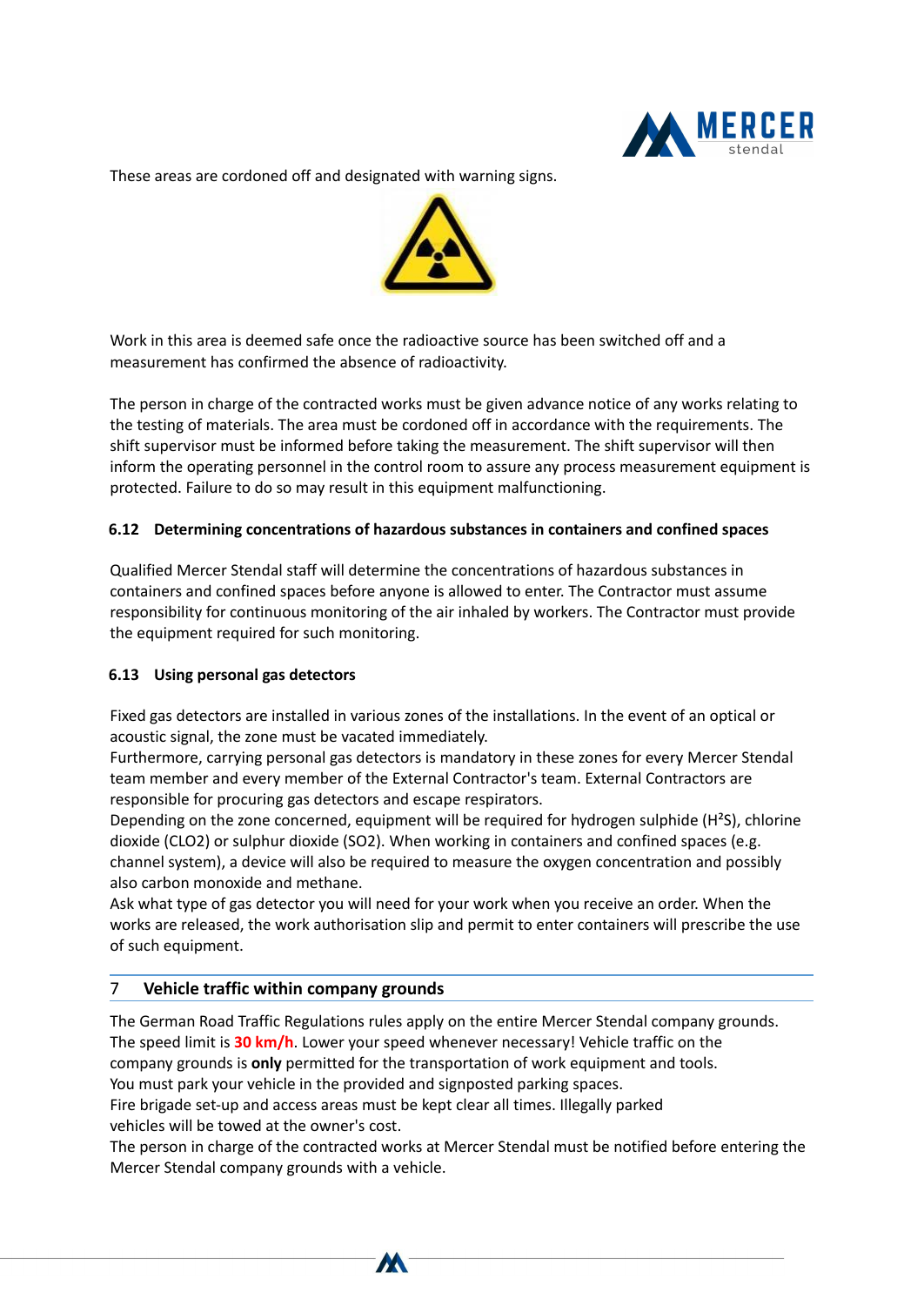These areas are cordoned off and designated with warning signs.

Work in this area is deemed safe once the radioactive source has been switched off and a measurement has confirmed the absence of radioactivity.

The person in charge of the contracted works must be given advance notice of any works relating to the testing of materials. The area must be cordoned off in accordance with the requirements. The shift supervisor must be informed before taking the measurement. The shift supervisor will then inform the operating personnel in the control room to assure any process measurement equipment is protected. Failure to do so may result in this equipment malfunctioning.

### 6.12 Determining concentrations of hazardous substances in containers and confined spaces

Qualified Mercer Stendal staff will determine the concentrations of hazardous substances in containers and confined spaces before anyone is allowed to enter. The Contractor must assume responsibility for continuous monitoring of the air inhaled by workers. The Contractor must provide the equipment required for such monitoring.

### 6.13 Using personal gas detectors

Fixed gas detectors are installed in various zones of the installations. In the event of an optical or acoustic signal, the zone must be vacated immediately.
Furthermore, carrying personal gas detectors is mandatory in these zones for every Mercer Stendal team member and every member of the External Contractor's team. External Contractors are responsible for procuring gas detectors and escape respirators.
Depending on the zone concerned, equipment will be required for hydrogen sulphide ($H^2S$), chlorine dioxide (CLO2) or sulphur dioxide (SO2). When working in containers and confined spaces (e.g. channel system), a device will also be required to measure the oxygen concentration and possibly also carbon monoxide and methane.
Ask what type of gas detector you will need for your work when you receive an order. When the works are released, the work authorisation slip and permit to enter containers will prescribe the use of such equipment.

## 7 Vehicle traffic within company grounds

The German Road Traffic Regulations rules apply on the entire Mercer Stendal company grounds.
The speed limit is **30 km/h**. Lower your speed whenever necessary! Vehicle traffic on the company grounds is **only** permitted for the transportation of work equipment and tools.
You must park your vehicle in the provided and signposted parking spaces.
Fire brigade set-up and access areas must be kept clear all times. Illegally parked vehicles will be towed at the owner's cost.
The person in charge of the contracted works at Mercer Stendal must be notified before entering the Mercer Stendal company grounds with a vehicle.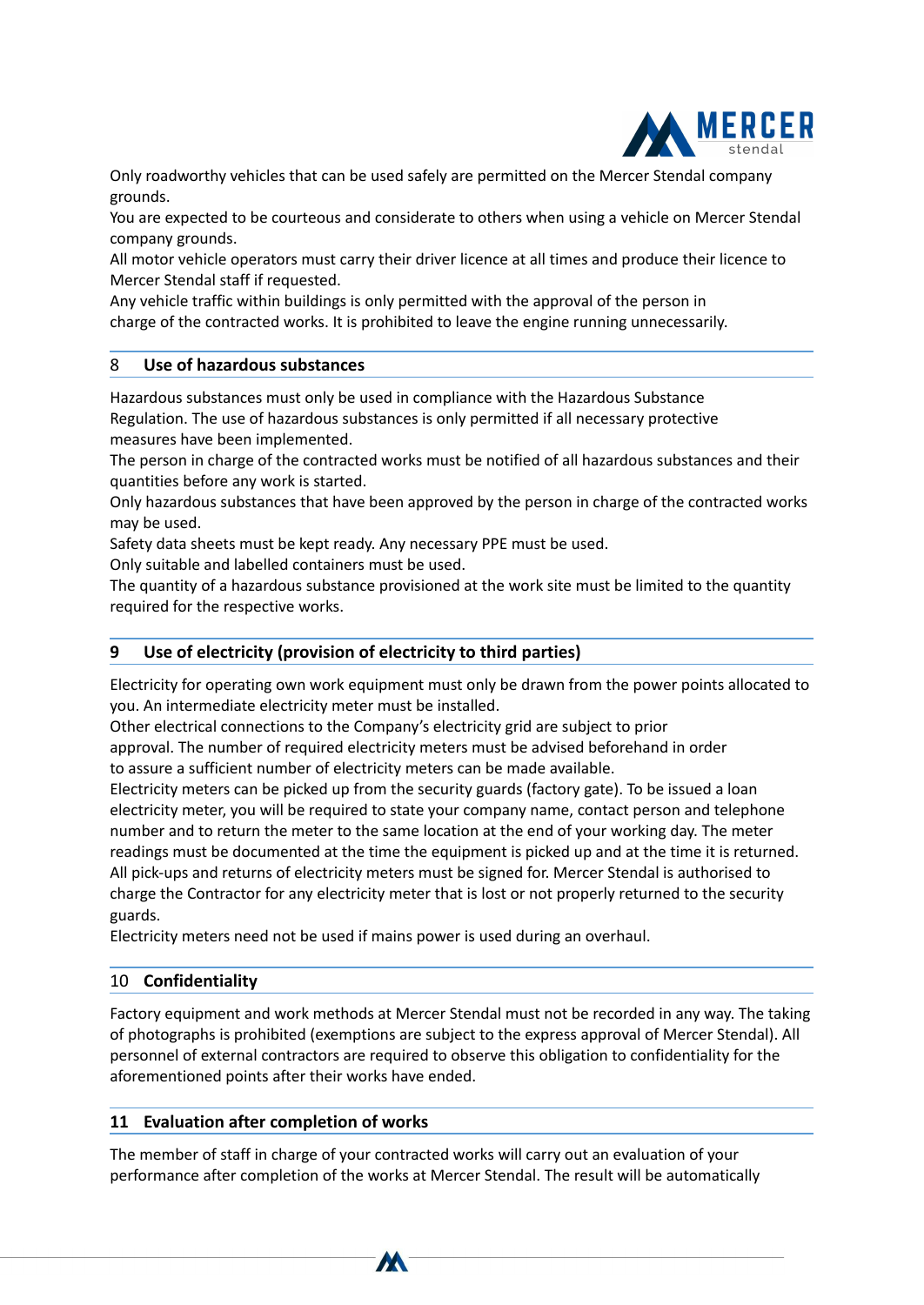Only roadworthy vehicles that can be used safely are permitted on the Mercer Stendal company grounds.
You are expected to be courteous and considerate to others when using a vehicle on Mercer Stendal company grounds.
All motor vehicle operators must carry their driver licence at all times and produce their licence to Mercer Stendal staff if requested.
Any vehicle traffic within buildings is only permitted with the approval of the person in charge of the contracted works. It is prohibited to leave the engine running unnecessarily.

## 8 Use of hazardous substances

Hazardous substances must only be used in compliance with the Hazardous Substance Regulation. The use of hazardous substances is only permitted if all necessary protective measures have been implemented.
The person in charge of the contracted works must be notified of all hazardous substances and their quantities before any work is started.
Only hazardous substances that have been approved by the person in charge of the contracted works may be used.
Safety data sheets must be kept ready. Any necessary PPE must be used.
Only suitable and labelled containers must be used.
The quantity of a hazardous substance provisioned at the work site must be limited to the quantity required for the respective works.

## 9 Use of electricity (provision of electricity to third parties)

Electricity for operating own work equipment must only be drawn from the power points allocated to you. An intermediate electricity meter must be installed.
Other electrical connections to the Company's electricity grid are subject to prior approval. The number of required electricity meters must be advised beforehand in order to assure a sufficient number of electricity meters can be made available.
Electricity meters can be picked up from the security guards (factory gate). To be issued a loan electricity meter, you will be required to state your company name, contact person and telephone number and to return the meter to the same location at the end of your working day. The meter readings must be documented at the time the equipment is picked up and at the time it is returned. All pick-ups and returns of electricity meters must be signed for. Mercer Stendal is authorised to charge the Contractor for any electricity meter that is lost or not properly returned to the security guards.
Electricity meters need not be used if mains power is used during an overhaul.

## 10 Confidentiality

Factory equipment and work methods at Mercer Stendal must not be recorded in any way. The taking of photographs is prohibited (exemptions are subject to the express approval of Mercer Stendal). All personnel of external contractors are required to observe this obligation to confidentiality for the aforementioned points after their works have ended.

## 11 Evaluation after completion of works

The member of staff in charge of your contracted works will carry out an evaluation of your performance after completion of the works at Mercer Stendal. The result will be automatically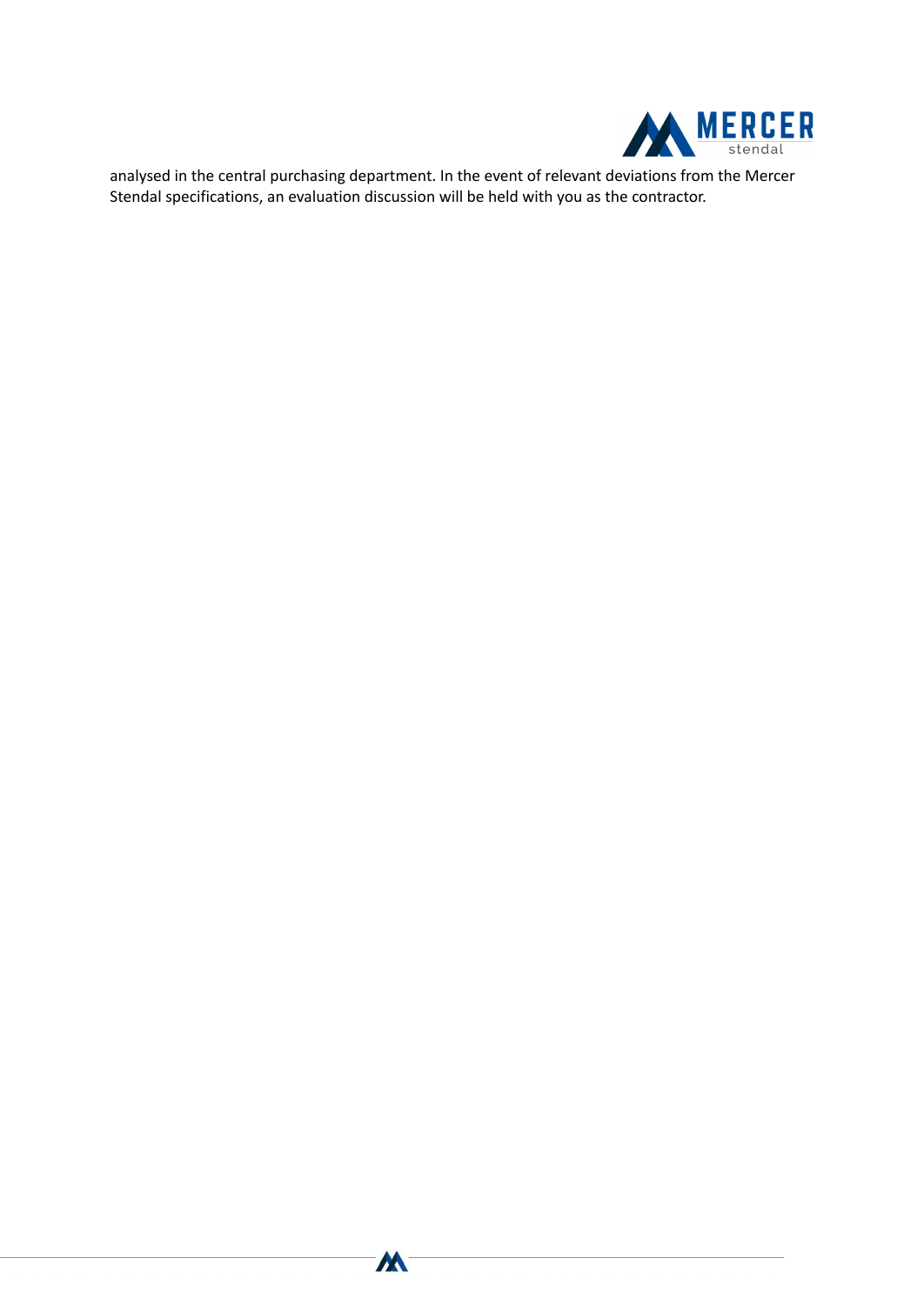analysed in the central purchasing department. In the event of relevant deviations from the Mercer Stendal specifications, an evaluation discussion will be held with you as the contractor.